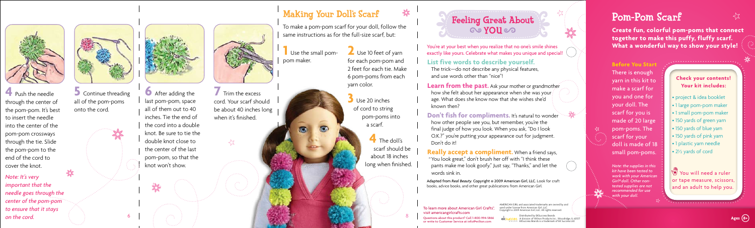**4** Push the needle through the center of the pom-pom. It's best to insert the needle into the center of the pom-pom crossways through the tie. Slide the pom-pom to the end of the cord to cover the knot.

*Note: It's very important that the needle goes through the center of the pom-pom to ensure that it stays on the cord.*

**5** Continue threading all of the pom-poms onto the cord.

**6** After adding the last pom-pom, space all of them out to 40 inches. Tie the end of the cord into a double knot. Be sure to tie the double knot close to the center of the last pom-pom, so that the knot won't show.

**7** Trim the excess cord. Your scarf should be about 40 inches long when it's finished.

## Making Your Doll's Scarf

To make a pom-pom scarf for your doll, follow the same instructions as for the full-size scarf, but:

**1** Use the small pom-pom maker.

**2** Use 10 feet of yarn for each pom-pom and 2 feet for each tie. Make 6 pom-poms from each yarn color.

**3** Use 20 inches of cord to string pom-poms into a scarf.

**4** The doll's scarf should be about 18 inches long when finished.

## Feeling Great About YOU

You're at your best when you realize that no one's smile shines exactly like yours. Celebrate what makes you unique and special!

**List five words to describe yourself.** The trick—do not describe any physical features, and use words other than "nice"!

**Learn from the past.** Ask your mother or grandmother how she felt about her appearance when she was your age. What does she know now that she wishes she'd known then?

**Don't fish for compliments.** It's natural to wonder how other people see you, but remember, you're the final judge of how you look. When you ask, "Do I look O.K.?" you're putting your appearance out for judgment. Don't do it!

**Really accept a compliment.** When a friend says, "You look great," don't brush her off with "I think these pants make me look goofy." Just say, "Thanks," and let the words sink in.

Adapted from *Real Beauty*. Copyright © 2009 American Girl, LLC. Look for craft books, advice books, and other great publications from American Girl.

To learn more about American Girl Crafts®, visit americangirlcrafts.com

Questions about this product? Call 1-800-994-5866 or write to Customer Service at info@wilton.com

AMERICAN GIRL and associated trademarks are owned by and used under license from American Girl, LLC. Copyright © 2009 American Girl, LLC. All rights reserved.

Distributed by EKSuccess Brands. A division of Wilton Products Inc., Woodridge, IL 60517. EKSuccess Brands is a trademark of EK Success Ltd.

## Pom-Pom Scarf

**Create fun, colorful pom-poms that connect together to make this puffy, fluffy scarf. What a wonderful way to show your style!**

**Before You Start**

There is enough yarn in this kit to make a scarf for you and one for your doll. The scarf for you is made of 20 large pom-poms. The scarf for your doll is made of 18 small pom-poms.

*Note: the supplies in this kit have been tested to work with your American Girl® doll. Other non-tested supplies are not recommended for use with your doll.*

**Check your contents! Your kit includes:**

- project & idea booklet
- 1 large pom-pom maker
- 1 small pom-pom maker
- 150 yards of green yarn
- 150 yards of blue yarn
- 150 yards of pink yarn
- 1 plastic yarn needle
- 2½ yards of cord

You will need a ruler or tape measure, scissors, and an adult to help you.

Ages 8+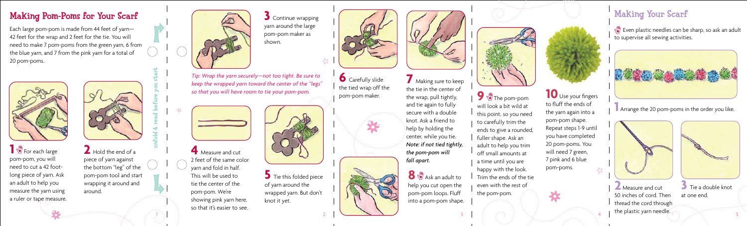## Making Pom-Poms for Your Scarf

Each large pom-pom is made from 44 feet of yarn—42 feet for the wrap and 2 feet for the tie. You will need to make 7 pom-poms from the green yarn, 6 from the blue yarn, and 7 from the pink yarn for a total of 20 pom-poms.

**1** For each large pom-pom, you will need to cut a 42 foot-long piece of yarn. Ask an adult to help you measure the yarn using a ruler or tape measure.

**2** Hold the end of a piece of yarn against the bottom "leg" of the pom-pom tool and start wrapping it around and around.

unfold & read before you start

**3** Continue wrapping yarn around the large pom-pom maker as shown.

*Tip: Wrap the yarn securely—not too tight. Be sure to keep the wrapped yarn toward the center of the "legs" so that you will have room to tie your pom-pom.*

**4** Measure and cut 2 feet of the same color yarn and fold in half. This will be used to tie the center of the pom-pom. We're showing pink yarn here, so that it's easier to see.

**5** Tie this folded piece of yarn around the wrapped yarn. But don't knot it yet.

**6** Carefully slide the tied wrap off the pom-pom maker.

**7** Making sure to keep the tie in the center of the wrap, pull tightly, and tie again to fully secure with a double knot. Ask a friend to help by holding the center, while you tie. ***Note: if not tied tightly, the pom-pom will fall apart.***

**8** Ask an adult to help you cut open the pom-pom loops. Fluff into a pom-pom shape.

**9** The pom-pom will look a bit wild at this point, so you need to carefully trim the ends to give a rounded, fuller shape. Ask an adult to help you trim off small amounts at a time until you are happy with the look. Trim the ends of the tie even with the rest of the pom-pom.

**10** Use your fingers to fluff the ends of the yarn again into a pom-pom shape. Repeat steps 1-9 until you have completed 20 pom-poms. You will need 7 green, 7 pink and 6 blue pom-poms.

## Making Your Scarf

Even plastic needles can be sharp, so ask an adult to supervise all sewing activities.

**1** Arrange the 20 pom-poms in the order you like.

**2** Measure and cut 50 inches of cord. Then thread the cord through the plastic yarn needle.

**3** Tie a double knot at one end.